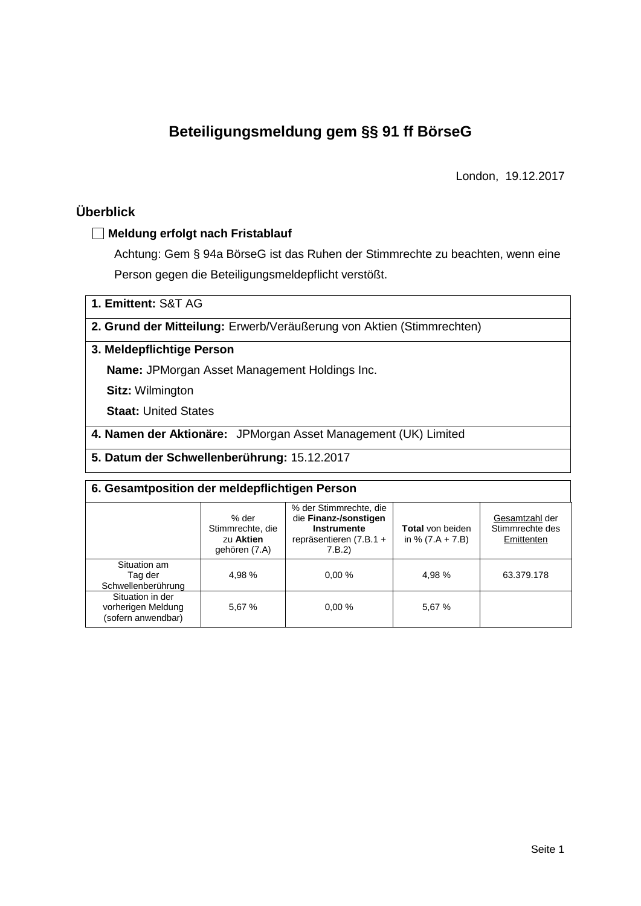# Beteiligungsmeldung gem §§ 91 ff BörseG

London, 19.12.2017

## Überblick

☐ **Meldung erfolgt nach Fristablauf**

Achtung: Gem § 94a BörseG ist das Ruhen der Stimmrechte zu beachten, wenn eine Person gegen die Beteiligungsmeldepflicht verstößt.

**1. Emittent:** S&T AG

**2. Grund der Mitteilung:** Erwerb/Veräußerung von Aktien (Stimmrechten)

**3. Meldepflichtige Person**

**Name:** JPMorgan Asset Management Holdings Inc.

**Sitz:** Wilmington

**Staat:** United States

**4. Namen der Aktionäre:** JPMorgan Asset Management (UK) Limited

**5. Datum der Schwellenberührung:** 15.12.2017

**6. Gesamtposition der meldepflichtigen Person**

| | % der Stimmrechte, die zu **Aktien** gehören (7.A) | % der Stimmrechte, die die **Finanz-/sonstigen Instrumente** repräsentieren (7.B.1 + 7.B.2) | **Total** von beiden in % (7.A + 7.B) | Gesamtzahl der Stimmrechte des Emittenten |
|---|---|---|---|---|
| Situation am Tag der Schwellenberührung | 4,98 % | 0,00 % | 4,98 % | 63.379.178 |
| Situation in der vorherigen Meldung (sofern anwendbar) | 5,67 % | 0,00 % | 5,67 % | |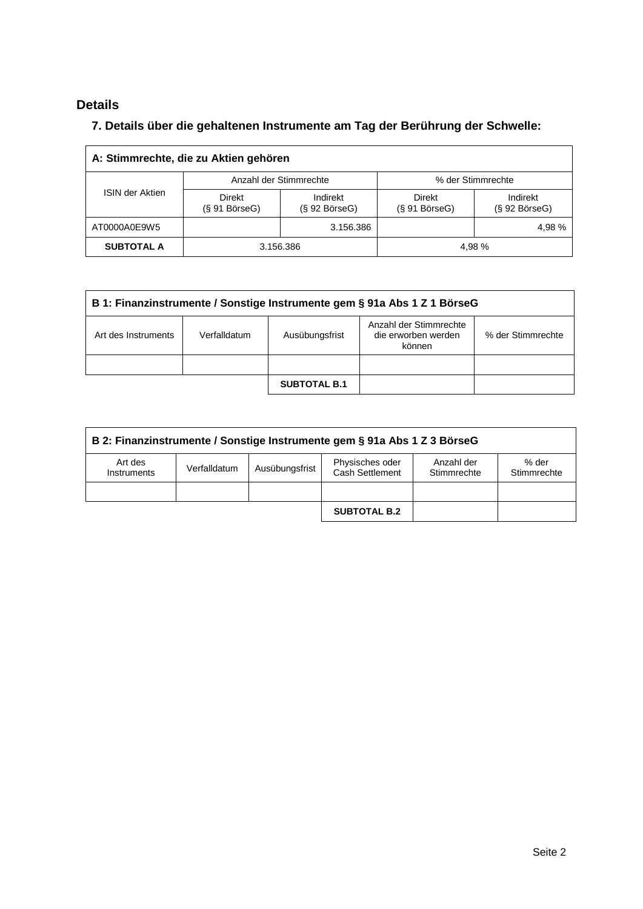## Details

### 7. Details über die gehaltenen Instrumente am Tag der Berührung der Schwelle:

| A: Stimmrechte, die zu Aktien gehören | | | | |
|---|---|---|---|---|
| ISIN der Aktien | Anzahl der Stimmrechte | | % der Stimmrechte | |
| | Direkt (§ 91 BörseG) | Indirekt (§ 92 BörseG) | Direkt (§ 91 BörseG) | Indirekt (§ 92 BörseG) |
| AT0000A0E9W5 | | 3.156.386 | | 4,98 % |
| **SUBTOTAL A** | 3.156.386 | | 4,98 % | |

| B 1: Finanzinstrumente / Sonstige Instrumente gem § 91a Abs 1 Z 1 BörseG | | | | |
|---|---|---|---|---|
| Art des Instruments | Verfalldatum | Ausübungsfrist | Anzahl der Stimmrechte die erworben werden können | % der Stimmrechte |
| | | | | |
| | | **SUBTOTAL B.1** | | |

| B 2: Finanzinstrumente / Sonstige Instrumente gem § 91a Abs 1 Z 3 BörseG | | | | | |
|---|---|---|---|---|---|
| Art des Instruments | Verfalldatum | Ausübungsfrist | Physisches oder Cash Settlement | Anzahl der Stimmrechte | % der Stimmrechte |
| | | | | | |
| | | | **SUBTOTAL B.2** | | |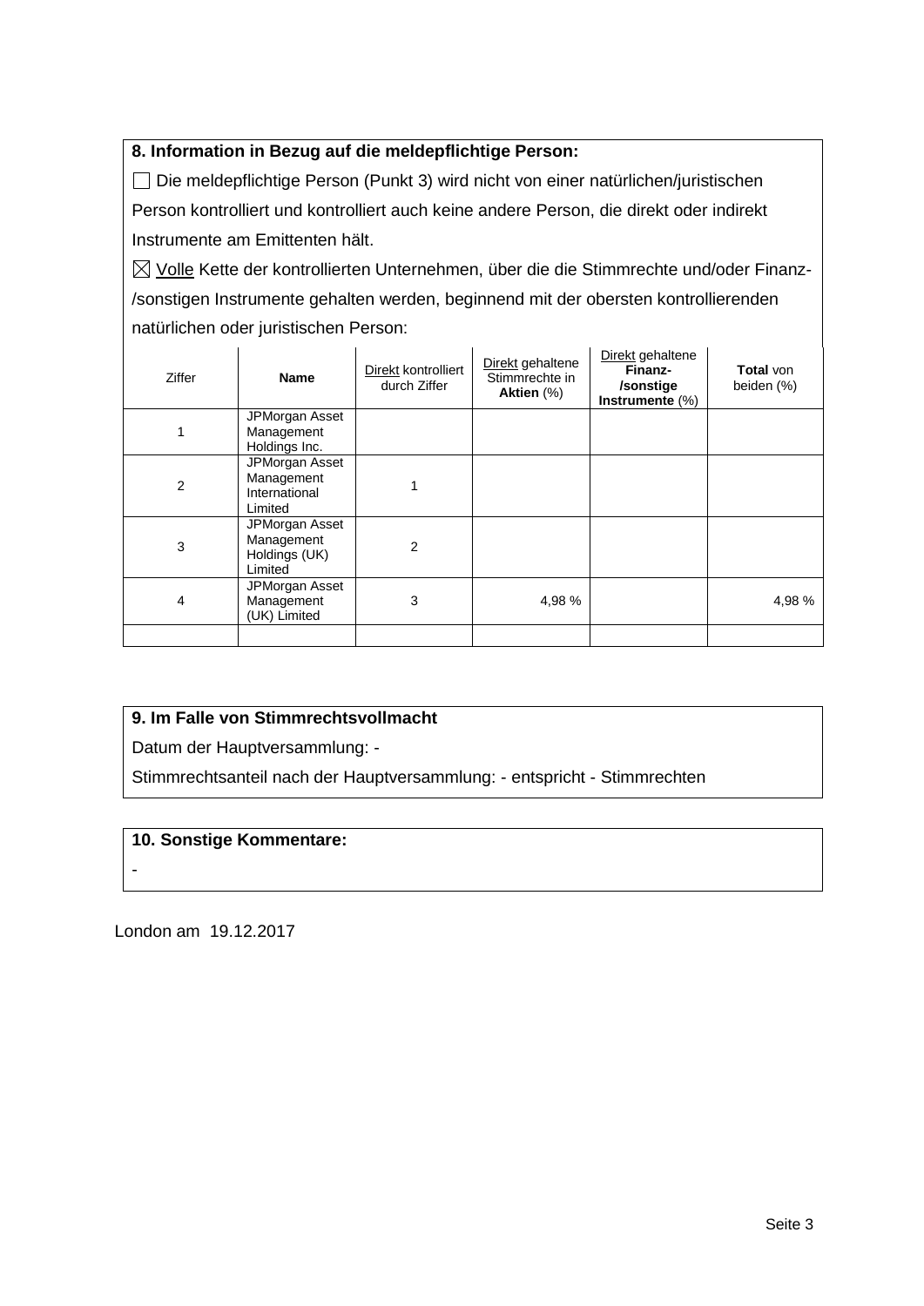**8. Information in Bezug auf die meldepflichtige Person:**

☐ Die meldepflichtige Person (Punkt 3) wird nicht von einer natürlichen/juristischen Person kontrolliert und kontrolliert auch keine andere Person, die direkt oder indirekt Instrumente am Emittenten hält.

☒ Volle Kette der kontrollierten Unternehmen, über die die Stimmrechte und/oder Finanz-/sonstigen Instrumente gehalten werden, beginnend mit der obersten kontrollierenden natürlichen oder juristischen Person:

| Ziffer | **Name** | Direkt kontrolliert durch Ziffer | Direkt gehaltene Stimmrechte in **Aktien** (%) | Direkt gehaltene **Finanz-/sonstige Instrumente** (%) | **Total** von beiden (%) |
|---|---|---|---|---|---|
| 1 | JPMorgan Asset Management Holdings Inc. | | | | |
| 2 | JPMorgan Asset Management International Limited | 1 | | | |
| 3 | JPMorgan Asset Management Holdings (UK) Limited | 2 | | | |
| 4 | JPMorgan Asset Management (UK) Limited | 3 | 4,98 % | | 4,98 % |
| | | | | | |

**9. Im Falle von Stimmrechtsvollmacht**

Datum der Hauptversammlung: -

Stimmrechtsanteil nach der Hauptversammlung: - entspricht - Stimmrechten

**10. Sonstige Kommentare:**

-

London am 19.12.2017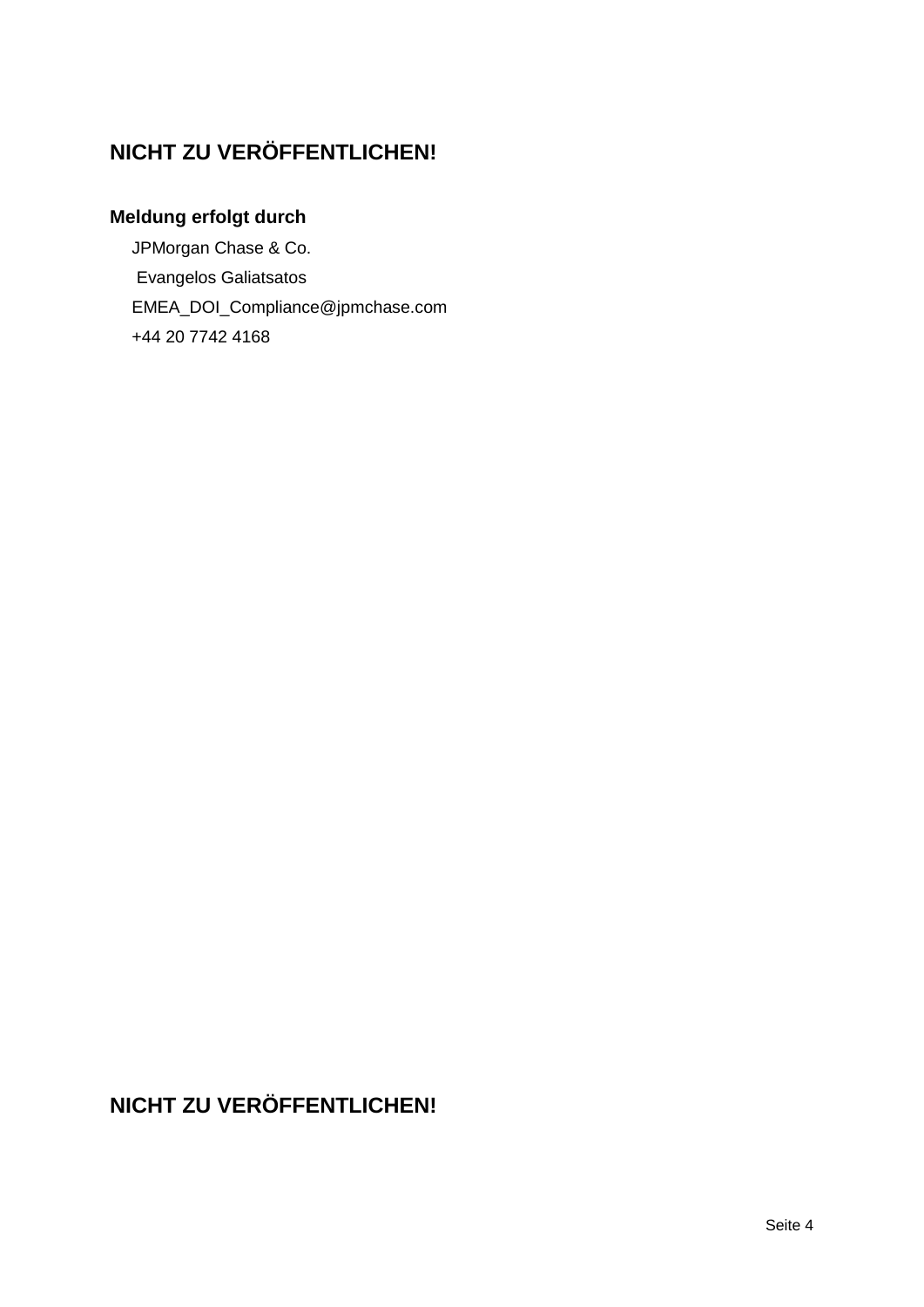**NICHT ZU VERÖFFENTLICHEN!**

**Meldung erfolgt durch**

JPMorgan Chase & Co.
Evangelos Galiatsatos
EMEA_DOI_Compliance@jpmchase.com
+44 20 7742 4168

**NICHT ZU VERÖFFENTLICHEN!**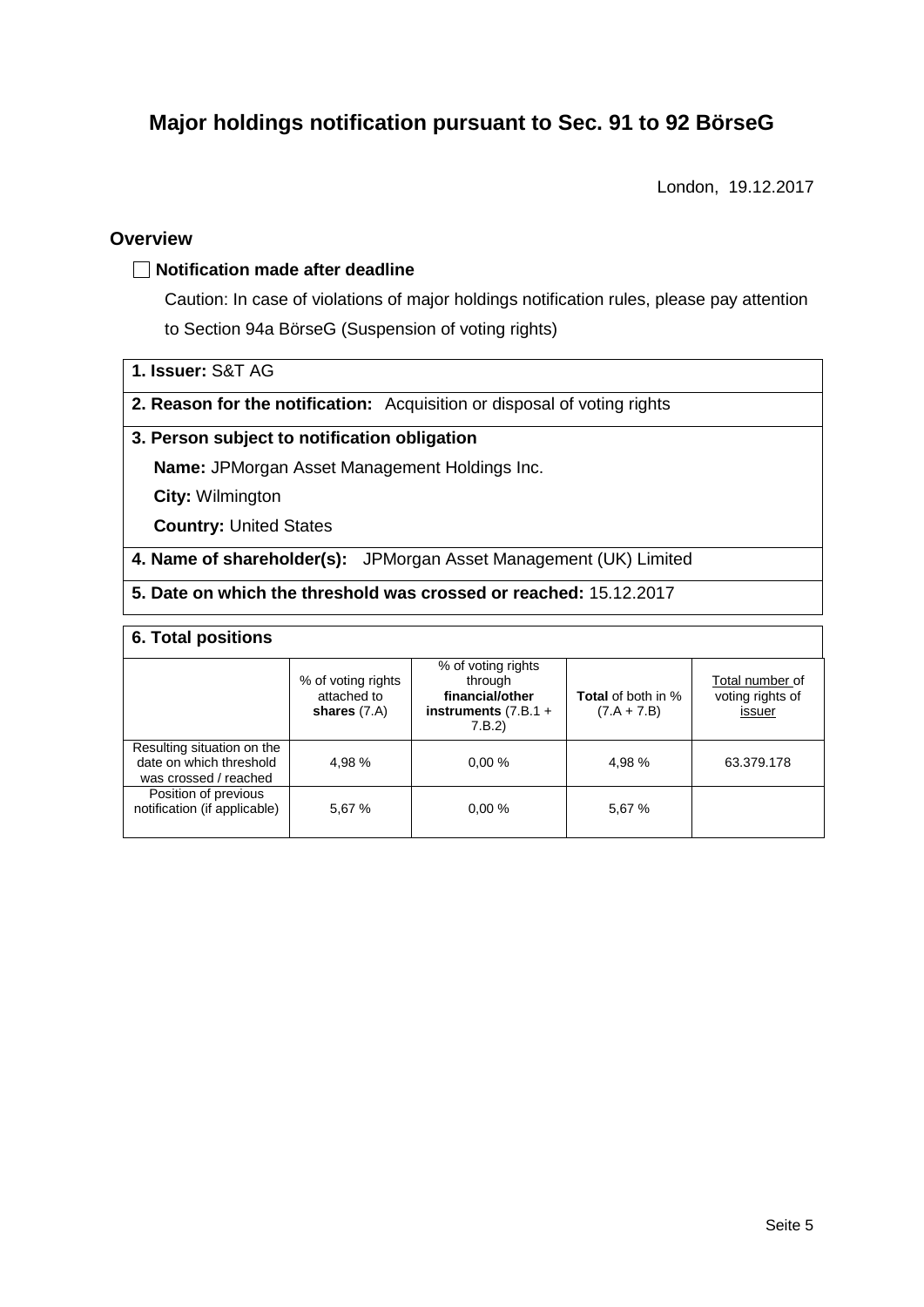# Major holdings notification pursuant to Sec. 91 to 92 BörseG

London, 19.12.2017

## Overview

☐ **Notification made after deadline**

Caution: In case of violations of major holdings notification rules, please pay attention to Section 94a BörseG (Suspension of voting rights)

**1. Issuer:** S&T AG

**2. Reason for the notification:** Acquisition or disposal of voting rights

**3. Person subject to notification obligation**

**Name:** JPMorgan Asset Management Holdings Inc.

**City:** Wilmington

**Country:** United States

**4. Name of shareholder(s):** JPMorgan Asset Management (UK) Limited

**5. Date on which the threshold was crossed or reached:** 15.12.2017

**6. Total positions**

| | % of voting rights attached to **shares** (7.A) | % of voting rights through **financial/other instruments** (7.B.1 + 7.B.2) | **Total** of both in % (7.A + 7.B) | Total number of voting rights of issuer |
|---|---|---|---|---|
| Resulting situation on the date on which threshold was crossed / reached | 4,98 % | 0,00 % | 4,98 % | 63.379.178 |
| Position of previous notification (if applicable) | 5,67 % | 0,00 % | 5,67 % | |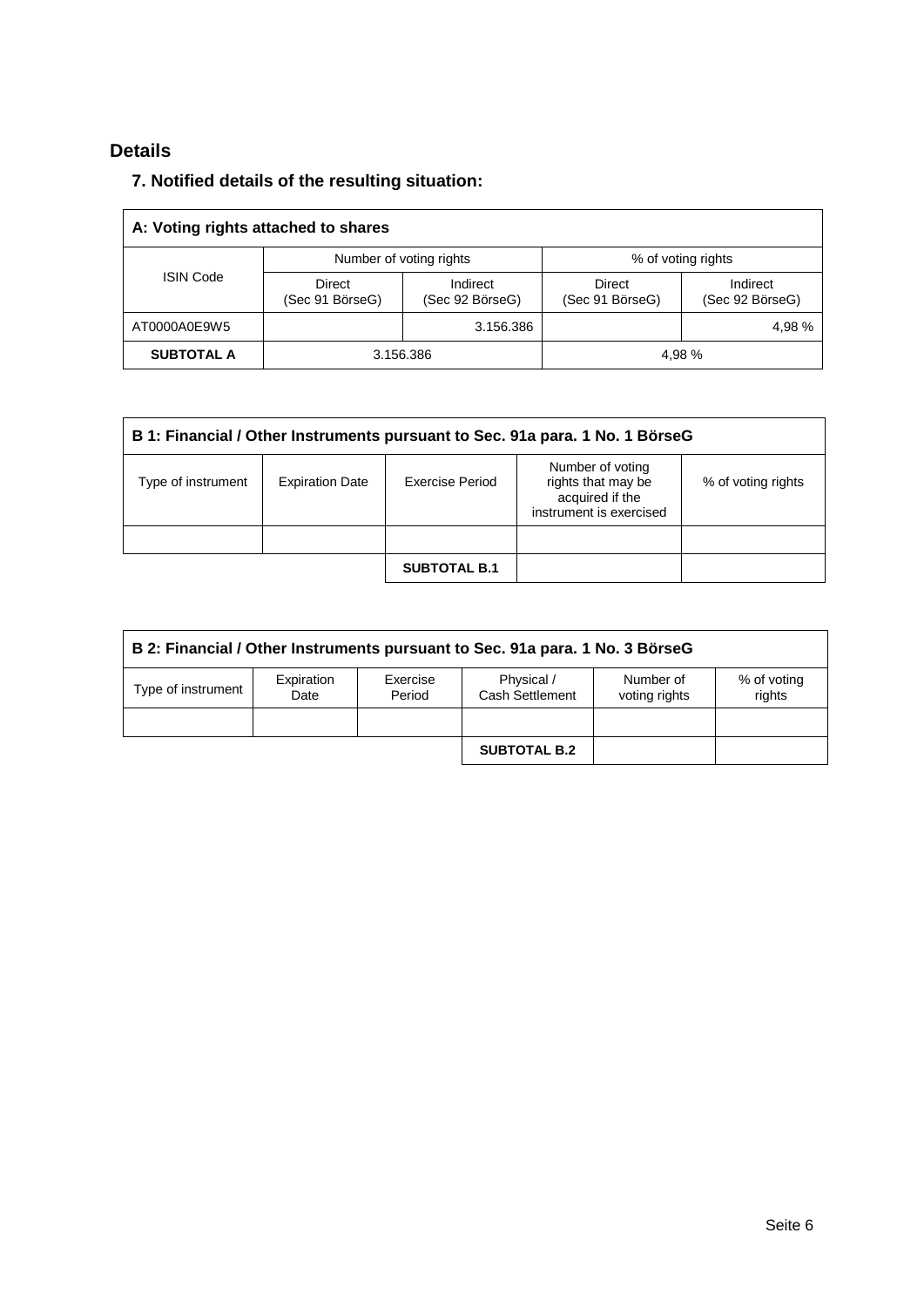## Details

### 7. Notified details of the resulting situation:

| A: Voting rights attached to shares | | | | |
|---|---|---|---|---|
| ISIN Code | Number of voting rights | | % of voting rights | |
| | Direct (Sec 91 BörseG) | Indirect (Sec 92 BörseG) | Direct (Sec 91 BörseG) | Indirect (Sec 92 BörseG) |
| AT0000A0E9W5 | | 3.156.386 | | 4,98 % |
| **SUBTOTAL A** | 3.156.386 | | 4,98 % | |

| B 1: Financial / Other Instruments pursuant to Sec. 91a para. 1 No. 1 BörseG | | | | |
|---|---|---|---|---|
| Type of instrument | Expiration Date | Exercise Period | Number of voting rights that may be acquired if the instrument is exercised | % of voting rights |
| | | | | |
| | | **SUBTOTAL B.1** | | |

| B 2: Financial / Other Instruments pursuant to Sec. 91a para. 1 No. 3 BörseG | | | | | |
|---|---|---|---|---|---|
| Type of instrument | Expiration Date | Exercise Period | Physical / Cash Settlement | Number of voting rights | % of voting rights |
| | | | | | |
| | | | **SUBTOTAL B.2** | | |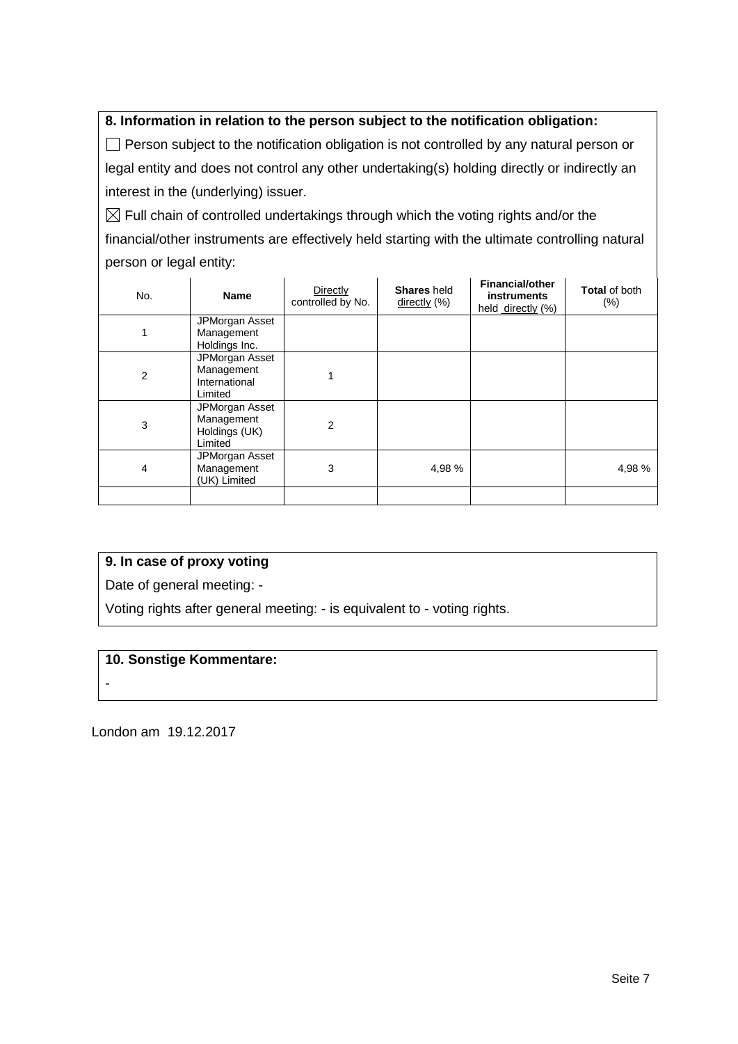**8. Information in relation to the person subject to the notification obligation:**

☐ Person subject to the notification obligation is not controlled by any natural person or legal entity and does not control any other undertaking(s) holding directly or indirectly an interest in the (underlying) issuer.

☒ Full chain of controlled undertakings through which the voting rights and/or the financial/other instruments are effectively held starting with the ultimate controlling natural person or legal entity:

| No. | Name | Directly controlled by No. | **Shares** held directly (%) | **Financial/other instruments** held directly (%) | **Total** of both (%) |
|---|---|---|---|---|---|
| 1 | JPMorgan Asset Management Holdings Inc. | | | | |
| 2 | JPMorgan Asset Management International Limited | 1 | | | |
| 3 | JPMorgan Asset Management Holdings (UK) Limited | 2 | | | |
| 4 | JPMorgan Asset Management (UK) Limited | 3 | 4,98 % | | 4,98 % |
| | | | | | |

**9. In case of proxy voting**

Date of general meeting: -

Voting rights after general meeting: - is equivalent to - voting rights.

**10. Sonstige Kommentare:**

-

London am 19.12.2017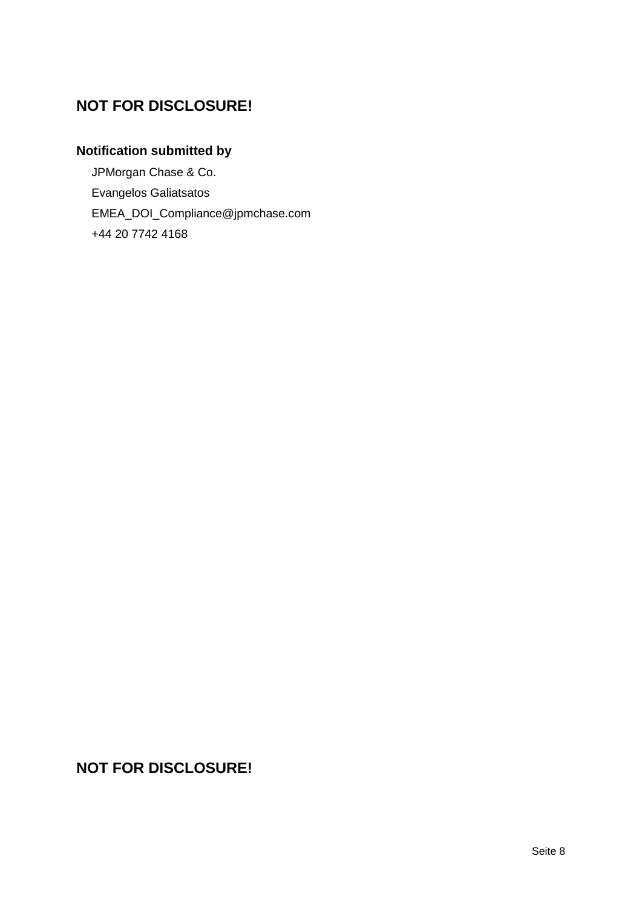**NOT FOR DISCLOSURE!**

**Notification submitted by**

JPMorgan Chase & Co.

Evangelos Galiatsatos

EMEA_DOI_Compliance@jpmchase.com

+44 20 7742 4168

**NOT FOR DISCLOSURE!**